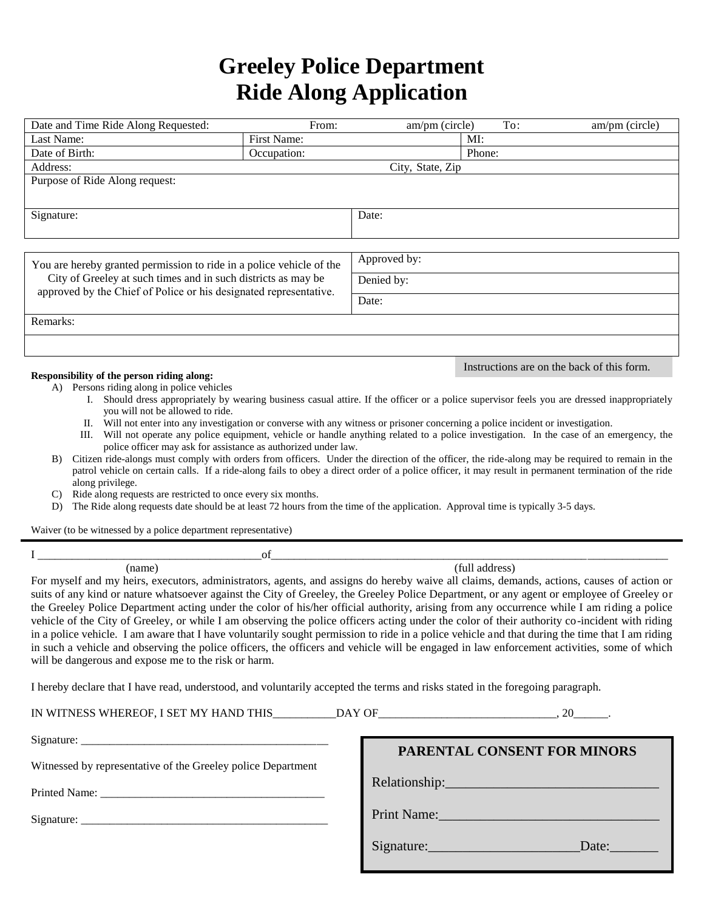# Greeley Police Department
# Ride Along Application

| Date and Time Ride Along Requested: | From: am/pm (circle) | To: am/pm (circle) |
|---|---|---|
| Last Name: | First Name: | MI: |
| Date of Birth: | Occupation: | Phone: |
| Address: | City, State, Zip | |
| Purpose of Ride Along request: | | |
| Signature: | Date: | |

| You are hereby granted permission to ride in a police vehicle of the City of Greeley at such times and in such districts as may be approved by the Chief of Police or his designated representative. | Approved by: |
|---|---|
| | Denied by: |
| | Date: |
| Remarks: | |
| | |

Instructions are on the back of this form.

**Responsibility of the person riding along:**

A) Persons riding along in police vehicles
   - I. Should dress appropriately by wearing business casual attire. If the officer or a police supervisor feels you are dressed inappropriately you will not be allowed to ride.
   - II. Will not enter into any investigation or converse with any witness or prisoner concerning a police incident or investigation.
   - III. Will not operate any police equipment, vehicle or handle anything related to a police investigation. In the case of an emergency, the police officer may ask for assistance as authorized under law.

B) Citizen ride-alongs must comply with orders from officers. Under the direction of the officer, the ride-along may be required to remain in the patrol vehicle on certain calls. If a ride-along fails to obey a direct order of a police officer, it may result in permanent termination of the ride along privilege.

C) Ride along requests are restricted to once every six months.

D) The Ride along requests date should be at least 72 hours from the time of the application. Approval time is typically 3-5 days.

Waiver (to be witnessed by a police department representative)

---

I ________________________________________ of ______________________________________________________________
(name) (full address)

For myself and my heirs, executors, administrators, agents, and assigns do hereby waive all claims, demands, actions, causes of action or suits of any kind or nature whatsoever against the City of Greeley, the Greeley Police Department, or any agent or employee of Greeley or the Greeley Police Department acting under the color of his/her official authority, arising from any occurrence while I am riding a police vehicle of the City of Greeley, or while I am observing the police officers acting under the color of their authority co-incident with riding in a police vehicle. I am aware that I have voluntarily sought permission to ride in a police vehicle and that during the time that I am riding in such a vehicle and observing the police officers, the officers and vehicle will be engaged in law enforcement activities, some of which will be dangerous and expose me to the risk or harm.

I hereby declare that I have read, understood, and voluntarily accepted the terms and risks stated in the foregoing paragraph.

IN WITNESS WHEREOF, I SET MY HAND THIS__________DAY OF______________________________, 20_____.

Signature: ___________________________________________

Witnessed by representative of the Greeley police Department

Printed Name: ______________________________________

Signature: ___________________________________________

**PARENTAL CONSENT FOR MINORS**

Relationship:______________________________

Print Name:_______________________________

Signature:______________________ Date:_______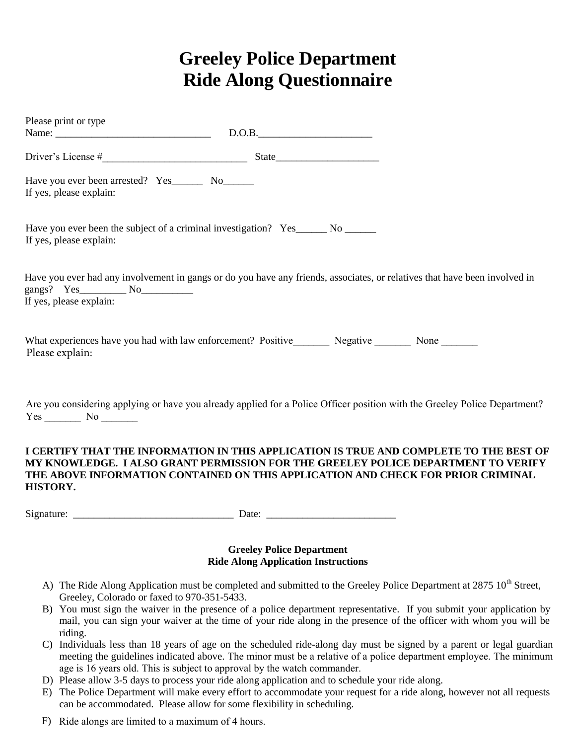# Greeley Police Department
# Ride Along Questionnaire

Please print or type

Name: ______________________________ D.O.B.______________________

Driver's License #____________________________ State____________________

Have you ever been arrested? Yes______ No______

If yes, please explain:

Have you ever been the subject of a criminal investigation? Yes______ No ______

If yes, please explain:

Have you ever had any involvement in gangs or do you have any friends, associates, or relatives that have been involved in gangs? Yes_________ No__________

If yes, please explain:

What experiences have you had with law enforcement? Positive_______ Negative _______ None _______

Please explain:

Are you considering applying or have you already applied for a Police Officer position with the Greeley Police Department?

Yes _______ No _______

**I CERTIFY THAT THE INFORMATION IN THIS APPLICATION IS TRUE AND COMPLETE TO THE BEST OF MY KNOWLEDGE. I ALSO GRANT PERMISSION FOR THE GREELEY POLICE DEPARTMENT TO VERIFY THE ABOVE INFORMATION CONTAINED ON THIS APPLICATION AND CHECK FOR PRIOR CRIMINAL HISTORY.**

Signature: _______________________________ Date: _________________________

### Greeley Police Department
### Ride Along Application Instructions

A) The Ride Along Application must be completed and submitted to the Greeley Police Department at 2875 10th Street, Greeley, Colorado or faxed to 970-351-5433.
B) You must sign the waiver in the presence of a police department representative. If you submit your application by mail, you can sign your waiver at the time of your ride along in the presence of the officer with whom you will be riding.
C) Individuals less than 18 years of age on the scheduled ride-along day must be signed by a parent or legal guardian meeting the guidelines indicated above. The minor must be a relative of a police department employee. The minimum age is 16 years old. This is subject to approval by the watch commander.
D) Please allow 3-5 days to process your ride along application and to schedule your ride along.
E) The Police Department will make every effort to accommodate your request for a ride along, however not all requests can be accommodated. Please allow for some flexibility in scheduling.
F) Ride alongs are limited to a maximum of 4 hours.